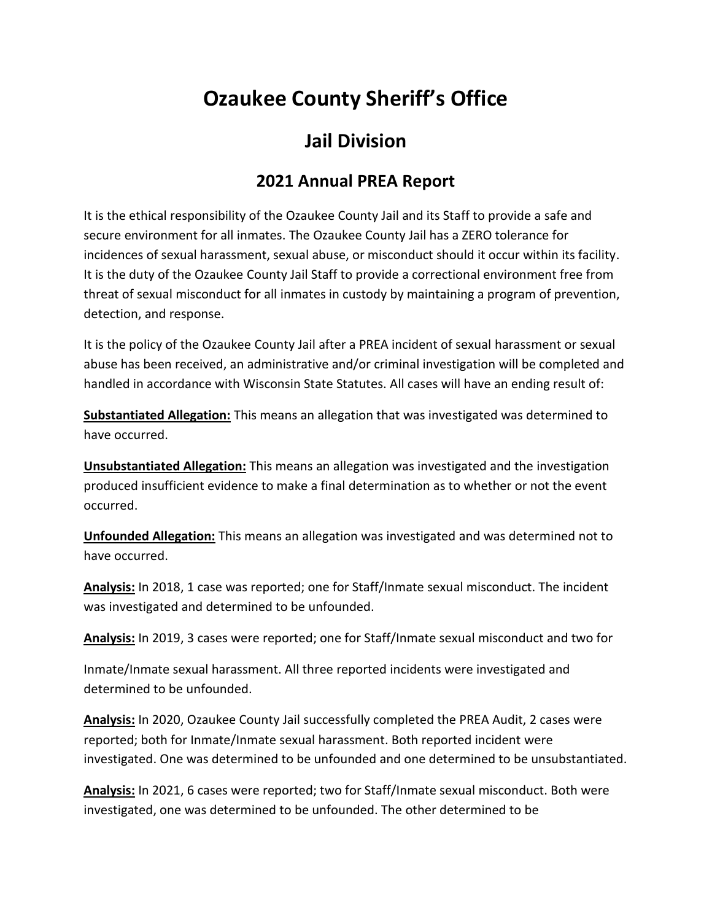# Ozaukee County Sheriff's Office

## Jail Division

### 2021 Annual PREA Report

It is the ethical responsibility of the Ozaukee County Jail and its Staff to provide a safe and secure environment for all inmates. The Ozaukee County Jail has a ZERO tolerance for incidences of sexual harassment, sexual abuse, or misconduct should it occur within its facility. It is the duty of the Ozaukee County Jail Staff to provide a correctional environment free from threat of sexual misconduct for all inmates in custody by maintaining a program of prevention, detection, and response.

It is the policy of the Ozaukee County Jail after a PREA incident of sexual harassment or sexual abuse has been received, an administrative and/or criminal investigation will be completed and handled in accordance with Wisconsin State Statutes. All cases will have an ending result of:

**Substantiated Allegation:** This means an allegation that was investigated was determined to have occurred.

**Unsubstantiated Allegation:** This means an allegation was investigated and the investigation produced insufficient evidence to make a final determination as to whether or not the event occurred.

**Unfounded Allegation:** This means an allegation was investigated and was determined not to have occurred.

**Analysis:** In 2018, 1 case was reported; one for Staff/Inmate sexual misconduct. The incident was investigated and determined to be unfounded.

**Analysis:** In 2019, 3 cases were reported; one for Staff/Inmate sexual misconduct and two for Inmate/Inmate sexual harassment. All three reported incidents were investigated and determined to be unfounded.

**Analysis:** In 2020, Ozaukee County Jail successfully completed the PREA Audit, 2 cases were reported; both for Inmate/Inmate sexual harassment. Both reported incident were investigated. One was determined to be unfounded and one determined to be unsubstantiated.

**Analysis:** In 2021, 6 cases were reported; two for Staff/Inmate sexual misconduct. Both were investigated, one was determined to be unfounded. The other determined to be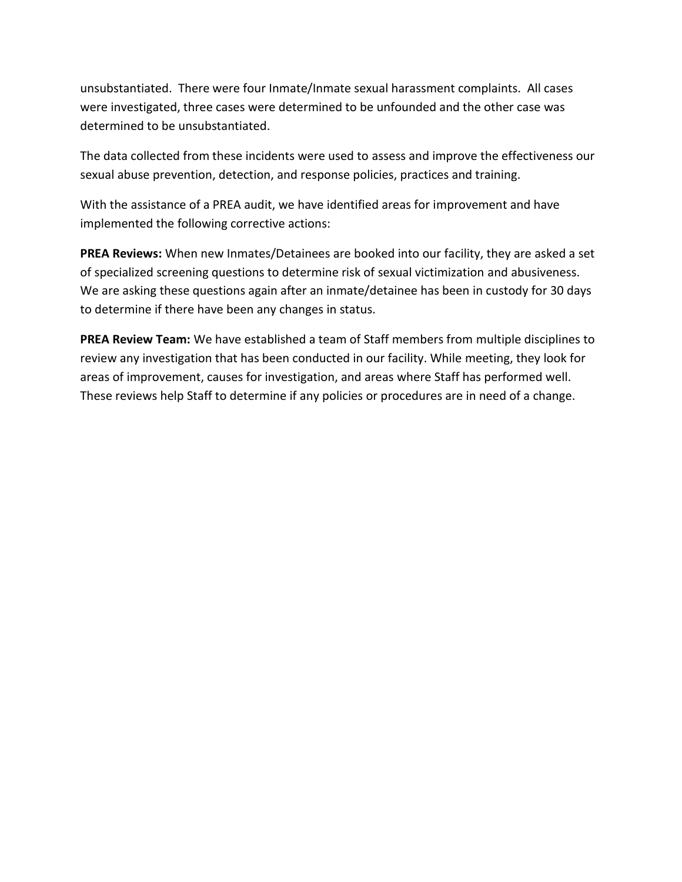unsubstantiated. There were four Inmate/Inmate sexual harassment complaints. All cases were investigated, three cases were determined to be unfounded and the other case was determined to be unsubstantiated.

The data collected from these incidents were used to assess and improve the effectiveness our sexual abuse prevention, detection, and response policies, practices and training.

With the assistance of a PREA audit, we have identified areas for improvement and have implemented the following corrective actions:

**PREA Reviews:** When new Inmates/Detainees are booked into our facility, they are asked a set of specialized screening questions to determine risk of sexual victimization and abusiveness. We are asking these questions again after an inmate/detainee has been in custody for 30 days to determine if there have been any changes in status.

**PREA Review Team:** We have established a team of Staff members from multiple disciplines to review any investigation that has been conducted in our facility. While meeting, they look for areas of improvement, causes for investigation, and areas where Staff has performed well. These reviews help Staff to determine if any policies or procedures are in need of a change.